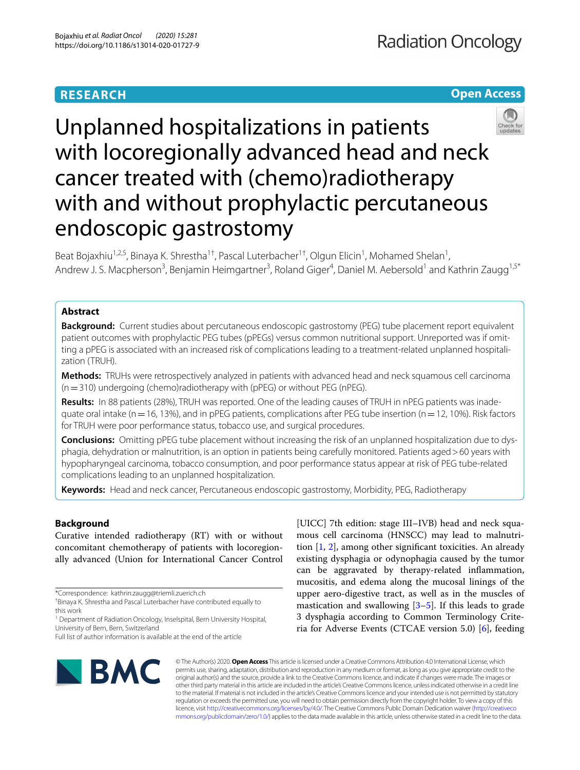RESEARCH

Open Access

# Unplanned hospitalizations in patients with locoregionally advanced head and neck cancer treated with (chemo)radiotherapy with and without prophylactic percutaneous endoscopic gastrostomy

Beat Bojaxhiu[1,2,5], Binaya K. Shrestha[1†], Pascal Luterbacher[1†], Olgun Elicin[1], Mohamed Shelan[1], Andrew J. S. Macpherson[3], Benjamin Heimgartner[3], Roland Giger[4], Daniel M. Aebersold[1] and Kathrin Zaugg[1,5*]

## Abstract

**Background:** Current studies about percutaneous endoscopic gastrostomy (PEG) tube placement report equivalent patient outcomes with prophylactic PEG tubes (pPEGs) versus common nutritional support. Unreported was if omitting a pPEG is associated with an increased risk of complications leading to a treatment-related unplanned hospitalization (TRUH).

**Methods:** TRUHs were retrospectively analyzed in patients with advanced head and neck squamous cell carcinoma (n = 310) undergoing (chemo)radiotherapy with (pPEG) or without PEG (nPEG).

**Results:** In 88 patients (28%), TRUH was reported. One of the leading causes of TRUH in nPEG patients was inadequate oral intake (n = 16, 13%), and in pPEG patients, complications after PEG tube insertion (n = 12, 10%). Risk factors for TRUH were poor performance status, tobacco use, and surgical procedures.

**Conclusions:** Omitting pPEG tube placement without increasing the risk of an unplanned hospitalization due to dysphagia, dehydration or malnutrition, is an option in patients being carefully monitored. Patients aged > 60 years with hypopharyngeal carcinoma, tobacco consumption, and poor performance status appear at risk of PEG tube-related complications leading to an unplanned hospitalization.

**Keywords:** Head and neck cancer, Percutaneous endoscopic gastrostomy, Morbidity, PEG, Radiotherapy

## Background

Curative intended radiotherapy (RT) with or without concomitant chemotherapy of patients with locoregionally advanced (Union for International Cancer Control [UICC] 7th edition: stage III–IVB) head and neck squamous cell carcinoma (HNSCC) may lead to malnutrition [1, 2], among other significant toxicities. An already existing dysphagia or odynophagia caused by the tumor can be aggravated by therapy-related inflammation, mucositis, and edema along the mucosal linings of the upper aero-digestive tract, as well as in the muscles of mastication and swallowing [3–5]. If this leads to grade 3 dysphagia according to Common Terminology Criteria for Adverse Events (CTCAE version 5.0) [6], feeding

*Correspondence: kathrin.zaugg@triemli.zuerich.ch

†Binaya K. Shrestha and Pascal Luterbacher have contributed equally to this work

[1] Department of Radiation Oncology, Inselspital, Bern University Hospital, University of Bern, Bern, Switzerland

Full list of author information is available at the end of the article

© The Author(s) 2020. **Open Access** This article is licensed under a Creative Commons Attribution 4.0 International License, which permits use, sharing, adaptation, distribution and reproduction in any medium or format, as long as you give appropriate credit to the original author(s) and the source, provide a link to the Creative Commons licence, and indicate if changes were made. The images or other third party material in this article are included in the article's Creative Commons licence, unless indicated otherwise in a credit line to the material. If material is not included in the article's Creative Commons licence and your intended use is not permitted by statutory regulation or exceeds the permitted use, you will need to obtain permission directly from the copyright holder. To view a copy of this licence, visit http://creativecommons.org/licenses/by/4.0/. The Creative Commons Public Domain Dedication waiver (http://creativecommons.org/publicdomain/zero/1.0/) applies to the data made available in this article, unless otherwise stated in a credit line to the data.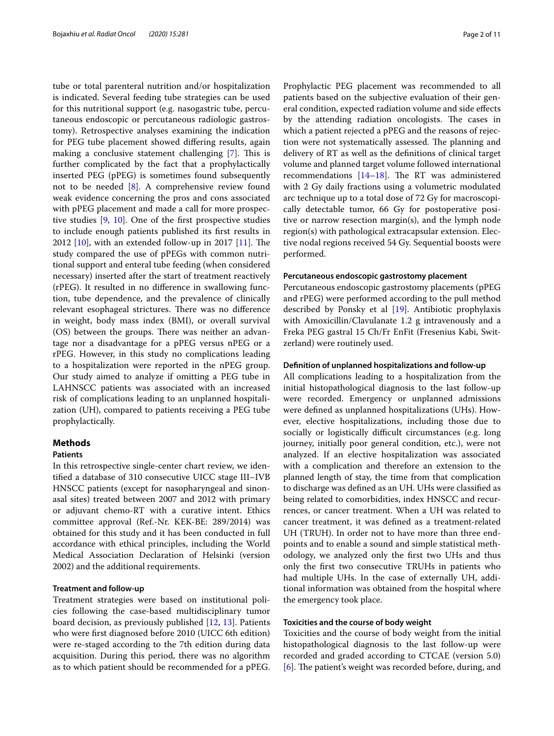tube or total parenteral nutrition and/or hospitalization is indicated. Several feeding tube strategies can be used for this nutritional support (e.g. nasogastric tube, percutaneous endoscopic or percutaneous radiologic gastrostomy). Retrospective analyses examining the indication for PEG tube placement showed differing results, again making a conclusive statement challenging [7]. This is further complicated by the fact that a prophylactically inserted PEG (pPEG) is sometimes found subsequently not to be needed [8]. A comprehensive review found weak evidence concerning the pros and cons associated with pPEG placement and made a call for more prospective studies [9, 10]. One of the first prospective studies to include enough patients published its first results in 2012 [10], with an extended follow-up in 2017 [11]. The study compared the use of pPEGs with common nutritional support and enteral tube feeding (when considered necessary) inserted after the start of treatment reactively (rPEG). It resulted in no difference in swallowing function, tube dependence, and the prevalence of clinically relevant esophageal strictures. There was no difference in weight, body mass index (BMI), or overall survival (OS) between the groups. There was neither an advantage nor a disadvantage for a pPEG versus nPEG or a rPEG. However, in this study no complications leading to a hospitalization were reported in the nPEG group. Our study aimed to analyze if omitting a PEG tube in LAHNSCC patients was associated with an increased risk of complications leading to an unplanned hospitalization (UH), compared to patients receiving a PEG tube prophylactically.

## Methods

### Patients

In this retrospective single-center chart review, we identified a database of 310 consecutive UICC stage III–IVB HNSCC patients (except for nasopharyngeal and sinonasal sites) treated between 2007 and 2012 with primary or adjuvant chemo-RT with a curative intent. Ethics committee approval (Ref.-Nr. KEK-BE: 289/2014) was obtained for this study and it has been conducted in full accordance with ethical principles, including the World Medical Association Declaration of Helsinki (version 2002) and the additional requirements.

### Treatment and follow-up

Treatment strategies were based on institutional policies following the case-based multidisciplinary tumor board decision, as previously published [12, 13]. Patients who were first diagnosed before 2010 (UICC 6th edition) were re-staged according to the 7th edition during data acquisition. During this period, there was no algorithm as to which patient should be recommended for a pPEG. Prophylactic PEG placement was recommended to all patients based on the subjective evaluation of their general condition, expected radiation volume and side effects by the attending radiation oncologists. The cases in which a patient rejected a pPEG and the reasons of rejection were not systematically assessed. The planning and delivery of RT as well as the definitions of clinical target volume and planned target volume followed international recommendations [14–18]. The RT was administered with 2 Gy daily fractions using a volumetric modulated arc technique up to a total dose of 72 Gy for macroscopically detectable tumor, 66 Gy for postoperative positive or narrow resection margin(s), and the lymph node region(s) with pathological extracapsular extension. Elective nodal regions received 54 Gy. Sequential boosts were performed.

### Percutaneous endoscopic gastrostomy placement

Percutaneous endoscopic gastrostomy placements (pPEG and rPEG) were performed according to the pull method described by Ponsky et al [19]. Antibiotic prophylaxis with Amoxicillin/Clavulanate 1.2 g intravenously and a Freka PEG gastral 15 Ch/Fr EnFit (Fresenius Kabi, Switzerland) were routinely used.

### Definition of unplanned hospitalizations and follow-up

All complications leading to a hospitalization from the initial histopathological diagnosis to the last follow-up were recorded. Emergency or unplanned admissions were defined as unplanned hospitalizations (UHs). However, elective hospitalizations, including those due to socially or logistically difficult circumstances (e.g. long journey, initially poor general condition, etc.), were not analyzed. If an elective hospitalization was associated with a complication and therefore an extension to the planned length of stay, the time from that complication to discharge was defined as an UH. UHs were classified as being related to comorbidities, index HNSCC and recurrences, or cancer treatment. When a UH was related to cancer treatment, it was defined as a treatment-related UH (TRUH). In order not to have more than three endpoints and to enable a sound and simple statistical methodology, we analyzed only the first two UHs and thus only the first two consecutive TRUHs in patients who had multiple UHs. In the case of externally UH, additional information was obtained from the hospital where the emergency took place.

### Toxicities and the course of body weight

Toxicities and the course of body weight from the initial histopathological diagnosis to the last follow-up were recorded and graded according to CTCAE (version 5.0) [6]. The patient's weight was recorded before, during, and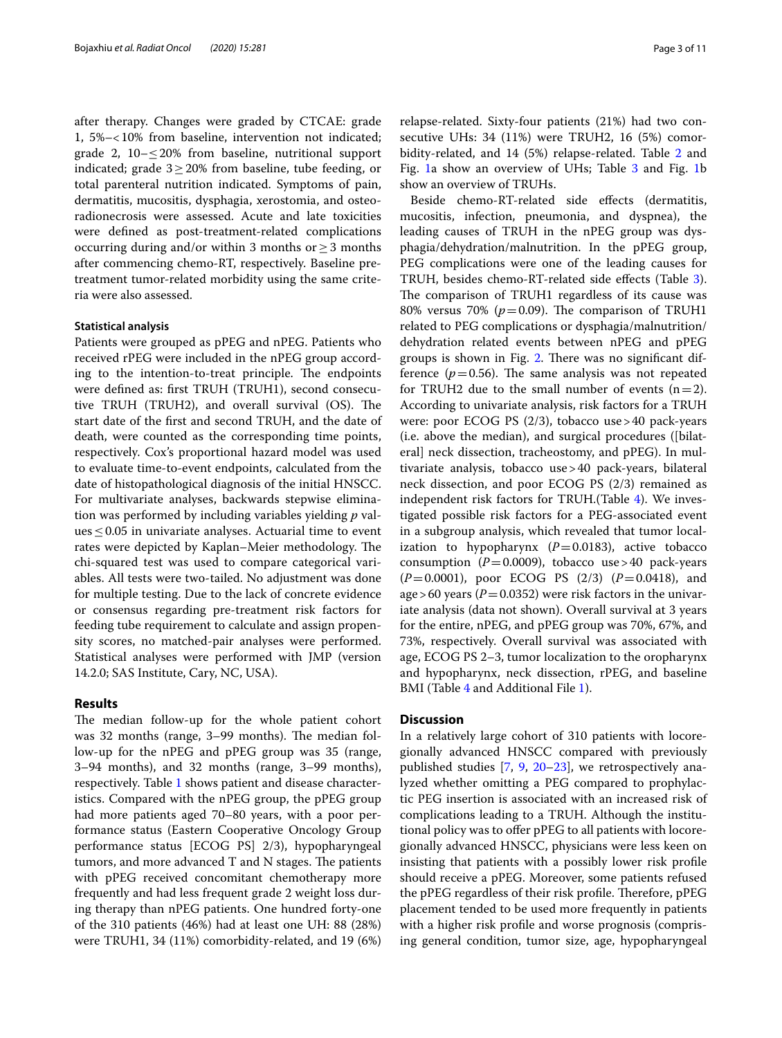after therapy. Changes were graded by CTCAE: grade 1, 5%–<10% from baseline, intervention not indicated; grade 2, 10–≤20% from baseline, nutritional support indicated; grade 3≥20% from baseline, tube feeding, or total parenteral nutrition indicated. Symptoms of pain, dermatitis, mucositis, dysphagia, xerostomia, and osteoradionecrosis were assessed. Acute and late toxicities were defined as post-treatment-related complications occurring during and/or within 3 months or ≥3 months after commencing chemo-RT, respectively. Baseline pretreatment tumor-related morbidity using the same criteria were also assessed.

#### Statistical analysis

Patients were grouped as pPEG and nPEG. Patients who received rPEG were included in the nPEG group according to the intention-to-treat principle. The endpoints were defined as: first TRUH (TRUH1), second consecutive TRUH (TRUH2), and overall survival (OS). The start date of the first and second TRUH, and the date of death, were counted as the corresponding time points, respectively. Cox's proportional hazard model was used to evaluate time-to-event endpoints, calculated from the date of histopathological diagnosis of the initial HNSCC. For multivariate analyses, backwards stepwise elimination was performed by including variables yielding *p* values ≤0.05 in univariate analyses. Actuarial time to event rates were depicted by Kaplan–Meier methodology. The chi-squared test was used to compare categorical variables. All tests were two-tailed. No adjustment was done for multiple testing. Due to the lack of concrete evidence or consensus regarding pre-treatment risk factors for feeding tube requirement to calculate and assign propensity scores, no matched-pair analyses were performed. Statistical analyses were performed with JMP (version 14.2.0; SAS Institute, Cary, NC, USA).

## Results

The median follow-up for the whole patient cohort was 32 months (range, 3–99 months). The median follow-up for the nPEG and pPEG group was 35 (range, 3–94 months), and 32 months (range, 3–99 months), respectively. Table 1 shows patient and disease characteristics. Compared with the nPEG group, the pPEG group had more patients aged 70–80 years, with a poor performance status (Eastern Cooperative Oncology Group performance status [ECOG PS] 2/3), hypopharyngeal tumors, and more advanced T and N stages. The patients with pPEG received concomitant chemotherapy more frequently and had less frequent grade 2 weight loss during therapy than nPEG patients. One hundred forty-one of the 310 patients (46%) had at least one UH: 88 (28%) were TRUH1, 34 (11%) comorbidity-related, and 19 (6%) relapse-related. Sixty-four patients (21%) had two consecutive UHs: 34 (11%) were TRUH2, 16 (5%) comorbidity-related, and 14 (5%) relapse-related. Table 2 and Fig. 1a show an overview of UHs; Table 3 and Fig. 1b show an overview of TRUHs.

Beside chemo-RT-related side effects (dermatitis, mucositis, infection, pneumonia, and dyspnea), the leading causes of TRUH in the nPEG group was dysphagia/dehydration/malnutrition. In the pPEG group, PEG complications were one of the leading causes for TRUH, besides chemo-RT-related side effects (Table 3). The comparison of TRUH1 regardless of its cause was 80% versus 70% ($p=0.09$). The comparison of TRUH1 related to PEG complications or dysphagia/malnutrition/dehydration related events between nPEG and pPEG groups is shown in Fig. 2. There was no significant difference ($p=0.56$). The same analysis was not repeated for TRUH2 due to the small number of events ($n=2$). According to univariate analysis, risk factors for a TRUH were: poor ECOG PS (2/3), tobacco use >40 pack-years (i.e. above the median), and surgical procedures ([bilateral] neck dissection, tracheostomy, and pPEG). In multivariate analysis, tobacco use >40 pack-years, bilateral neck dissection, and poor ECOG PS (2/3) remained as independent risk factors for TRUH.(Table 4). We investigated possible risk factors for a PEG-associated event in a subgroup analysis, which revealed that tumor localization to hypopharynx ($P=0.0183$), active tobacco consumption ($P=0.0009$), tobacco use >40 pack-years ($P=0.0001$), poor ECOG PS (2/3) ($P=0.0418$), and age >60 years ($P=0.0352$) were risk factors in the univariate analysis (data not shown). Overall survival at 3 years for the entire, nPEG, and pPEG group was 70%, 67%, and 73%, respectively. Overall survival was associated with age, ECOG PS 2–3, tumor localization to the oropharynx and hypopharynx, neck dissection, rPEG, and baseline BMI (Table 4 and Additional File 1).

## Discussion

In a relatively large cohort of 310 patients with locoregionally advanced HNSCC compared with previously published studies [7, 9, 20–23], we retrospectively analyzed whether omitting a PEG compared to prophylactic PEG insertion is associated with an increased risk of complications leading to a TRUH. Although the institutional policy was to offer pPEG to all patients with locoregionally advanced HNSCC, physicians were less keen on insisting that patients with a possibly lower risk profile should receive a pPEG. Moreover, some patients refused the pPEG regardless of their risk profile. Therefore, pPEG placement tended to be used more frequently in patients with a higher risk profile and worse prognosis (comprising general condition, tumor size, age, hypopharyngeal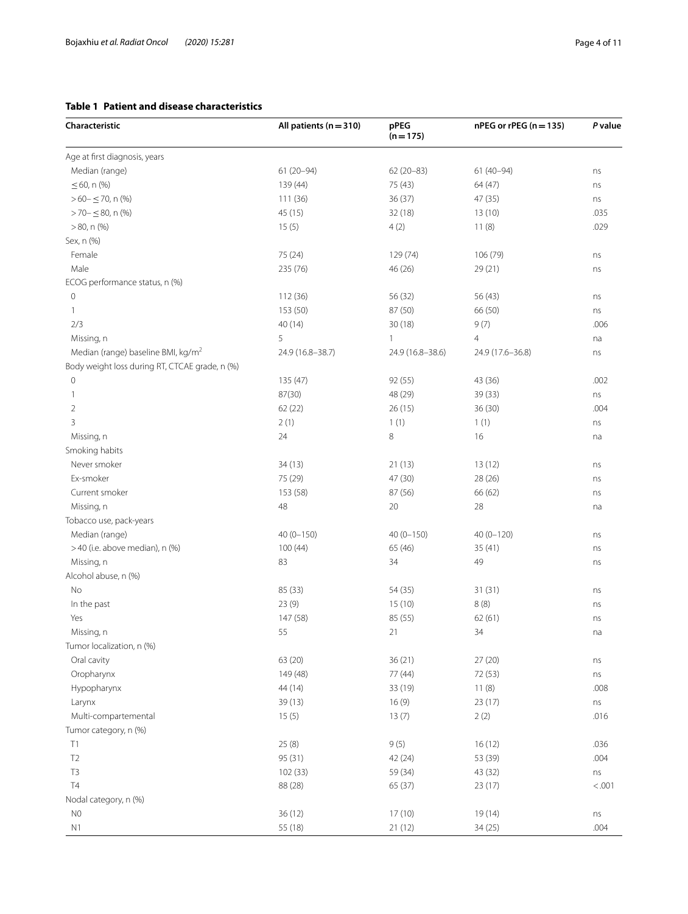**Table 1 Patient and disease characteristics**

| Characteristic | All patients (n = 310) | pPEG (n = 175) | nPEG or rPEG (n = 135) | *P* value |
|---|---|---|---|---|
| Age at first diagnosis, years | | | | |
| Median (range) | 61 (20–94) | 62 (20–83) | 61 (40–94) | ns |
| ≤ 60, n (%) | 139 (44) | 75 (43) | 64 (47) | ns |
| > 60– ≤ 70, n (%) | 111 (36) | 36 (37) | 47 (35) | ns |
| > 70– ≤ 80, n (%) | 45 (15) | 32 (18) | 13 (10) | .035 |
| > 80, n (%) | 15 (5) | 4 (2) | 11 (8) | .029 |
| Sex, n (%) | | | | |
| Female | 75 (24) | 129 (74) | 106 (79) | ns |
| Male | 235 (76) | 46 (26) | 29 (21) | ns |
| ECOG performance status, n (%) | | | | |
| 0 | 112 (36) | 56 (32) | 56 (43) | ns |
| 1 | 153 (50) | 87 (50) | 66 (50) | ns |
| 2/3 | 40 (14) | 30 (18) | 9 (7) | .006 |
| Missing, n | 5 | 1 | 4 | na |
| Median (range) baseline BMI, kg/m$^2$ | 24.9 (16.8–38.7) | 24.9 (16.8–38.6) | 24.9 (17.6–36.8) | ns |
| Body weight loss during RT, CTCAE grade, n (%) | | | | |
| 0 | 135 (47) | 92 (55) | 43 (36) | .002 |
| 1 | 87(30) | 48 (29) | 39 (33) | ns |
| 2 | 62 (22) | 26 (15) | 36 (30) | .004 |
| 3 | 2 (1) | 1 (1) | 1 (1) | ns |
| Missing, n | 24 | 8 | 16 | na |
| Smoking habits | | | | |
| Never smoker | 34 (13) | 21 (13) | 13 (12) | ns |
| Ex-smoker | 75 (29) | 47 (30) | 28 (26) | ns |
| Current smoker | 153 (58) | 87 (56) | 66 (62) | ns |
| Missing, n | 48 | 20 | 28 | na |
| Tobacco use, pack-years | | | | |
| Median (range) | 40 (0–150) | 40 (0–150) | 40 (0–120) | ns |
| > 40 (i.e. above median), n (%) | 100 (44) | 65 (46) | 35 (41) | ns |
| Missing, n | 83 | 34 | 49 | ns |
| Alcohol abuse, n (%) | | | | |
| No | 85 (33) | 54 (35) | 31 (31) | ns |
| In the past | 23 (9) | 15 (10) | 8 (8) | ns |
| Yes | 147 (58) | 85 (55) | 62 (61) | ns |
| Missing, n | 55 | 21 | 34 | na |
| Tumor localization, n (%) | | | | |
| Oral cavity | 63 (20) | 36 (21) | 27 (20) | ns |
| Oropharynx | 149 (48) | 77 (44) | 72 (53) | ns |
| Hypopharynx | 44 (14) | 33 (19) | 11 (8) | .008 |
| Larynx | 39 (13) | 16 (9) | 23 (17) | ns |
| Multi-compartemental | 15 (5) | 13 (7) | 2 (2) | .016 |
| Tumor category, n (%) | | | | |
| T1 | 25 (8) | 9 (5) | 16 (12) | .036 |
| T2 | 95 (31) | 42 (24) | 53 (39) | .004 |
| T3 | 102 (33) | 59 (34) | 43 (32) | ns |
| T4 | 88 (28) | 65 (37) | 23 (17) | < .001 |
| Nodal category, n (%) | | | | |
| N0 | 36 (12) | 17 (10) | 19 (14) | ns |
| N1 | 55 (18) | 21 (12) | 34 (25) | .004 |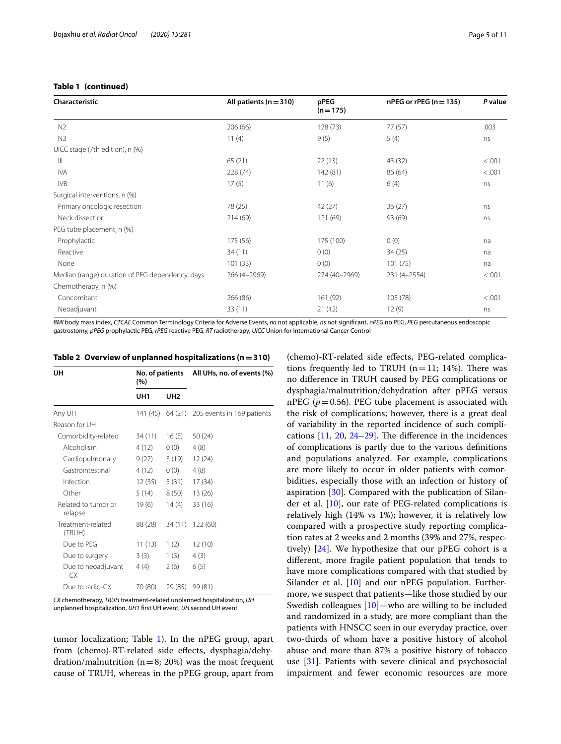**Table 1 (continued)**

| Characteristic | All patients (n = 310) | pPEG (n = 175) | nPEG or rPEG (n = 135) | P value |
|---|---|---|---|---|
| N2 | 206 (66) | 128 (73) | 77 (57) | .003 |
| N3 | 11 (4) | 9 (5) | 5 (4) | ns |
| UICC stage (7th edition), n (%) | | | | |
| III | 65 (21) | 22 (13) | 43 (32) | <.001 |
| IVA | 228 (74) | 142 (81) | 86 (64) | <.001 |
| IVB | 17 (5) | 11 (6) | 6 (4) | ns |
| Surgical interventions, n (%) | | | | |
| Primary oncologic resection | 78 (25) | 42 (27) | 36 (27) | ns |
| Neck dissection | 214 (69) | 121 (69) | 93 (69) | ns |
| PEG tube placement, n (%) | | | | |
| Prophylactic | 175 (56) | 175 (100) | 0 (0) | na |
| Reactive | 34 (11) | 0 (0) | 34 (25) | na |
| None | 101 (33) | 0 (0) | 101 (75) | na |
| Median (range) duration of PEG dependency, days | 266 (4–2969) | 274 (40–2969) | 231 (4–2554) | <.001 |
| Chemotherapy, n (%) | | | | |
| Concomitant | 266 (86) | 161 (92) | 105 (78) | <.001 |
| Neoadjuvant | 33 (11) | 21 (12) | 12 (9) | ns |

*BMI* body mass index, *CTCAE* Common Terminology Criteria for Adverse Events, *na* not applicable, *ns* not significant, *nPEG* no PEG, *PEG* percutaneous endoscopic gastrostomy, *pPEG* prophylactic PEG, *rPEG* reactive PEG, *RT* radiotherapy, *UICC* Union for International Cancer Control

**Table 2 Overview of unplanned hospitalizations (n = 310)**

| UH | No. of patients (%) | | All UHs, no. of events (%) |
|---|---|---|---|
| | UH1 | UH2 | |
| Any UH | 141 (45) | 64 (21) | 205 events in 169 patients |
| Reason for UH | | | |
| Comorbidity-related | 34 (11) | 16 (5) | 50 (24) |
| Alcoholism | 4 (12) | 0 (0) | 4 (8) |
| Cardiopulmonary | 9 (27) | 3 (19) | 12 (24) |
| Gastrointestinal | 4 (12) | 0 (0) | 4 (8) |
| Infection | 12 (35) | 5 (31) | 17 (34) |
| Other | 5 (14) | 8 (50) | 13 (26) |
| Related to tumor or relapse | 19 (6) | 14 (4) | 33 (16) |
| Treatment-related (TRUH) | 88 (28) | 34 (11) | 122 (60) |
| Due to PEG | 11 (13) | 1 (2) | 12 (10) |
| Due to surgery | 3 (3) | 1 (3) | 4 (3) |
| Due to neoadjuvant CX | 4 (4) | 2 (6) | 6 (5) |
| Due to radio-CX | 70 (80) | 29 (85) | 99 (81) |

*CX* chemotherapy, *TRUH* treatment-related unplanned hospitalization, *UH* unplanned hospitalization, *UH1* first UH event, *UH* second UH event

tumor localization; Table 1). In the nPEG group, apart from (chemo)-RT-related side effects, dysphagia/dehydration/malnutrition (n = 8; 20%) was the most frequent cause of TRUH, whereas in the pPEG group, apart from (chemo)-RT-related side effects, PEG-related complications frequently led to TRUH (n = 11; 14%). There was no difference in TRUH caused by PEG complications or dysphagia/malnutrition/dehydration after pPEG versus nPEG ($p = 0.56$). PEG tube placement is associated with the risk of complications; however, there is a great deal of variability in the reported incidence of such complications [11, 20, 24–29]. The difference in the incidences of complications is partly due to the various definitions and populations analyzed. For example, complications are more likely to occur in older patients with comorbidities, especially those with an infection or history of aspiration [30]. Compared with the publication of Silander et al. [10], our rate of PEG-related complications is relatively high (14% vs 1%); however, it is relatively low compared with a prospective study reporting complication rates at 2 weeks and 2 months (39% and 27%, respectively) [24]. We hypothesize that our pPEG cohort is a different, more fragile patient population that tends to have more complications compared with that studied by Silander et al. [10] and our nPEG population. Furthermore, we suspect that patients—like those studied by our Swedish colleagues [10]—who are willing to be included and randomized in a study, are more compliant than the patients with HNSCC seen in our everyday practice, over two-thirds of whom have a positive history of alcohol abuse and more than 87% a positive history of tobacco use [31]. Patients with severe clinical and psychosocial impairment and fewer economic resources are more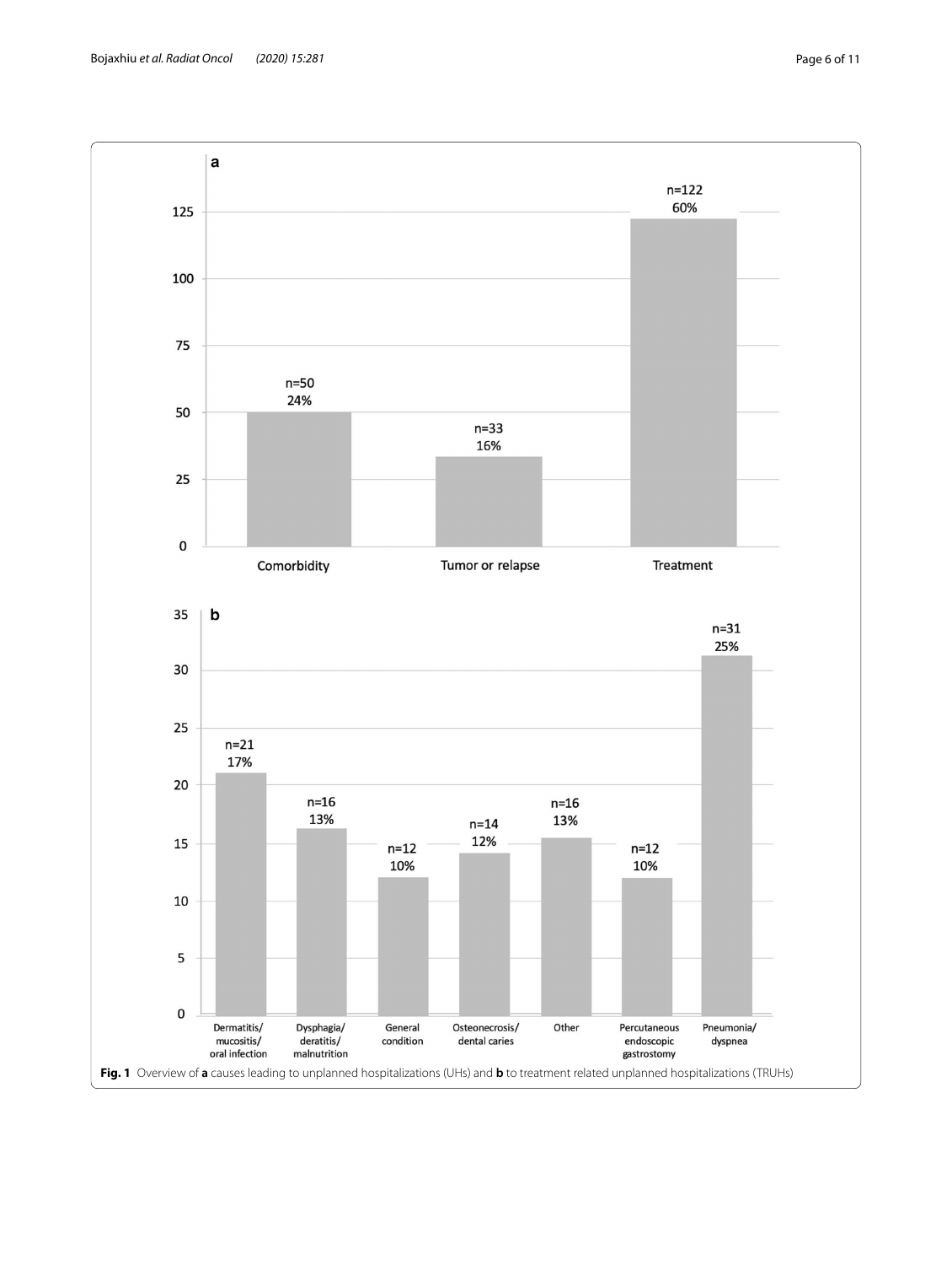**Fig. 1** Overview of **a** causes leading to unplanned hospitalizations (UHs) and **b** to treatment related unplanned hospitalizations (TRUHs)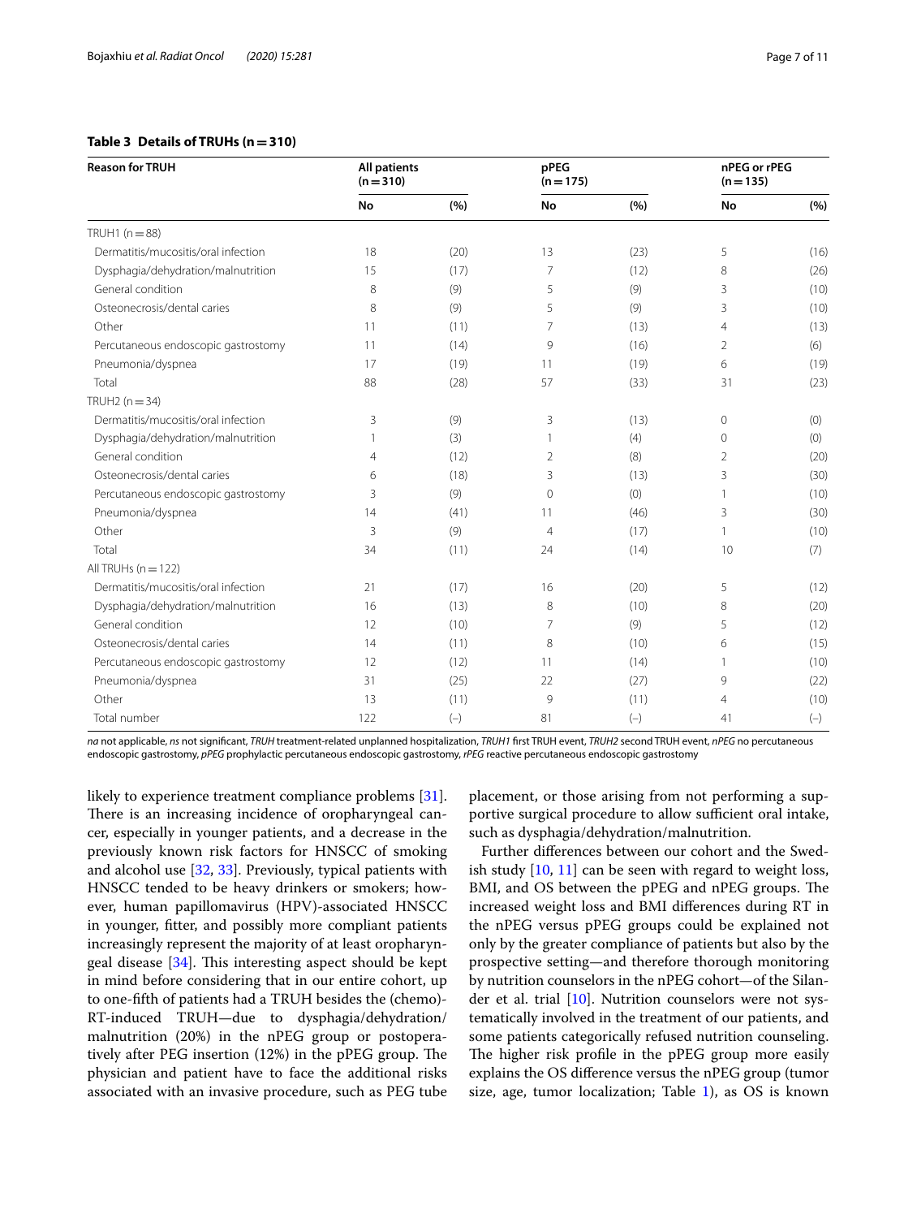**Table 3 Details of TRUHs (n = 310)**

| Reason for TRUH | All patients (n = 310) | | pPEG (n = 175) | | nPEG or rPEG (n = 135) | |
|---|---|---|---|---|---|---|
| | No | (%) | No | (%) | No | (%) |
| TRUH1 (n = 88) | | | | | | |
| Dermatitis/mucositis/oral infection | 18 | (20) | 13 | (23) | 5 | (16) |
| Dysphagia/dehydration/malnutrition | 15 | (17) | 7 | (12) | 8 | (26) |
| General condition | 8 | (9) | 5 | (9) | 3 | (10) |
| Osteonecrosis/dental caries | 8 | (9) | 5 | (9) | 3 | (10) |
| Other | 11 | (11) | 7 | (13) | 4 | (13) |
| Percutaneous endoscopic gastrostomy | 11 | (14) | 9 | (16) | 2 | (6) |
| Pneumonia/dyspnea | 17 | (19) | 11 | (19) | 6 | (19) |
| Total | 88 | (28) | 57 | (33) | 31 | (23) |
| TRUH2 (n = 34) | | | | | | |
| Dermatitis/mucositis/oral infection | 3 | (9) | 3 | (13) | 0 | (0) |
| Dysphagia/dehydration/malnutrition | 1 | (3) | 1 | (4) | 0 | (0) |
| General condition | 4 | (12) | 2 | (8) | 2 | (20) |
| Osteonecrosis/dental caries | 6 | (18) | 3 | (13) | 3 | (30) |
| Percutaneous endoscopic gastrostomy | 3 | (9) | 0 | (0) | 1 | (10) |
| Pneumonia/dyspnea | 14 | (41) | 11 | (46) | 3 | (30) |
| Other | 3 | (9) | 4 | (17) | 1 | (10) |
| Total | 34 | (11) | 24 | (14) | 10 | (7) |
| All TRUHs (n = 122) | | | | | | |
| Dermatitis/mucositis/oral infection | 21 | (17) | 16 | (20) | 5 | (12) |
| Dysphagia/dehydration/malnutrition | 16 | (13) | 8 | (10) | 8 | (20) |
| General condition | 12 | (10) | 7 | (9) | 5 | (12) |
| Osteonecrosis/dental caries | 14 | (11) | 8 | (10) | 6 | (15) |
| Percutaneous endoscopic gastrostomy | 12 | (12) | 11 | (14) | 1 | (10) |
| Pneumonia/dyspnea | 31 | (25) | 22 | (27) | 9 | (22) |
| Other | 13 | (11) | 9 | (11) | 4 | (10) |
| Total number | 122 | (–) | 81 | (–) | 41 | (–) |

*na* not applicable, *ns* not significant, *TRUH* treatment-related unplanned hospitalization, *TRUH1* first TRUH event, *TRUH2* second TRUH event, *nPEG* no percutaneous endoscopic gastrostomy, *pPEG* prophylactic percutaneous endoscopic gastrostomy, *rPEG* reactive percutaneous endoscopic gastrostomy

likely to experience treatment compliance problems [31]. There is an increasing incidence of oropharyngeal cancer, especially in younger patients, and a decrease in the previously known risk factors for HNSCC of smoking and alcohol use [32, 33]. Previously, typical patients with HNSCC tended to be heavy drinkers or smokers; however, human papillomavirus (HPV)-associated HNSCC in younger, fitter, and possibly more compliant patients increasingly represent the majority of at least oropharyngeal disease [34]. This interesting aspect should be kept in mind before considering that in our entire cohort, up to one-fifth of patients had a TRUH besides the (chemo)-RT-induced TRUH—due to dysphagia/dehydration/malnutrition (20%) in the nPEG group or postoperatively after PEG insertion (12%) in the pPEG group. The physician and patient have to face the additional risks associated with an invasive procedure, such as PEG tube placement, or those arising from not performing a supportive surgical procedure to allow sufficient oral intake, such as dysphagia/dehydration/malnutrition.

Further differences between our cohort and the Swedish study [10, 11] can be seen with regard to weight loss, BMI, and OS between the pPEG and nPEG groups. The increased weight loss and BMI differences during RT in the nPEG versus pPEG groups could be explained not only by the greater compliance of patients but also by the prospective setting—and therefore thorough monitoring by nutrition counselors in the nPEG cohort—of the Silander et al. trial [10]. Nutrition counselors were not systematically involved in the treatment of our patients, and some patients categorically refused nutrition counseling. The higher risk profile in the pPEG group more easily explains the OS difference versus the nPEG group (tumor size, age, tumor localization; Table 1), as OS is known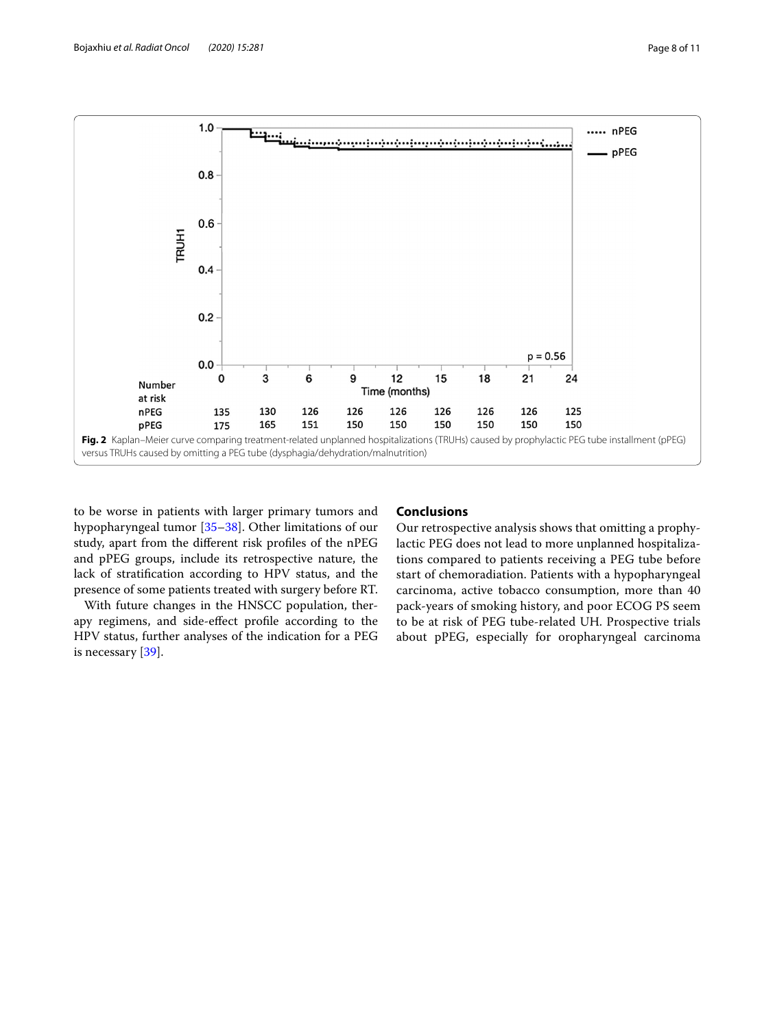Fig. 2 Kaplan–Meier curve comparing treatment-related unplanned hospitalizations (TRUHs) caused by prophylactic PEG tube installment (pPEG) versus TRUHs caused by omitting a PEG tube (dysphagia/dehydration/malnutrition)

to be worse in patients with larger primary tumors and hypopharyngeal tumor [35–38]. Other limitations of our study, apart from the different risk profiles of the nPEG and pPEG groups, include its retrospective nature, the lack of stratification according to HPV status, and the presence of some patients treated with surgery before RT.

With future changes in the HNSCC population, therapy regimens, and side-effect profile according to the HPV status, further analyses of the indication for a PEG is necessary [39].

## Conclusions

Our retrospective analysis shows that omitting a prophylactic PEG does not lead to more unplanned hospitalizations compared to patients receiving a PEG tube before start of chemoradiation. Patients with a hypopharyngeal carcinoma, active tobacco consumption, more than 40 pack-years of smoking history, and poor ECOG PS seem to be at risk of PEG tube-related UH. Prospective trials about pPEG, especially for oropharyngeal carcinoma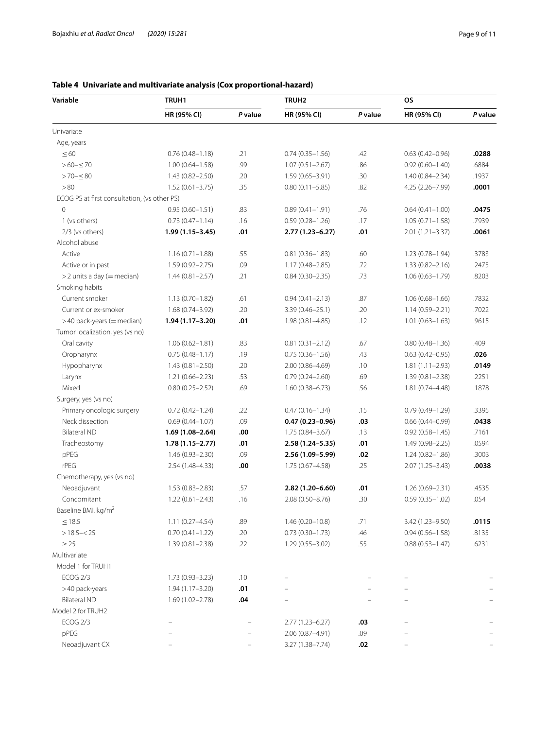**Table 4 Univariate and multivariate analysis (Cox proportional-hazard)**

| Variable | TRUH1 | | TRUH2 | | OS | |
|---|---|---|---|---|---|---|
| | HR (95% CI) | *P* value | HR (95% CI) | *P* value | HR (95% CI) | *P* value |
| Univariate | | | | | | |
| Age, years | | | | | | |
| ≤ 60 | 0.76 (0.48–1.18) | .21 | 0.74 (0.35–1.56) | .42 | 0.63 (0.42–0.96) | **.0288** |
| > 60–≤ 70 | 1.00 (0.64–1.58) | .99 | 1.07 (0.51–2.67) | .86 | 0.92 (0.60–1.40) | .6884 |
| > 70–≤ 80 | 1.43 (0.82–2.50) | .20 | 1.59 (0.65–3.91) | .30 | 1.40 (0.84–2.34) | .1937 |
| > 80 | 1.52 (0.61–3.75) | .35 | 0.80 (0.11–5.85) | .82 | 4.25 (2.26–7.99) | **.0001** |
| ECOG PS at first consultation, (vs other PS) | | | | | | |
| 0 | 0.95 (0.60–1.51) | .83 | 0.89 (0.41–1.91) | .76 | 0.64 (0.41–1.00) | **.0475** |
| 1 (vs others) | 0.73 (0.47–1.14) | .16 | 0.59 (0.28–1.26) | .17 | 1.05 (0.71–1.58) | .7939 |
| 2/3 (vs others) | **1.99 (1.15–3.45)** | **.01** | **2.77 (1.23–6.27)** | **.01** | 2.01 (1.21–3.37) | **.0061** |
| Alcohol abuse | | | | | | |
| Active | 1.16 (0.71–1.88) | .55 | 0.81 (0.36–1.83) | .60 | 1.23 (0.78–1.94) | .3783 |
| Active or in past | 1.59 (0.92–2.75) | .09 | 1.17 (0.48–2.85) | .72 | 1.33 (0.82–2.16) | .2475 |
| > 2 units a day (= median) | 1.44 (0.81–2.57) | .21 | 0.84 (0.30–2.35) | .73 | 1.06 (0.63–1.79) | .8203 |
| Smoking habits | | | | | | |
| Current smoker | 1.13 (0.70–1.82) | .61 | 0.94 (0.41–2.13) | .87 | 1.06 (0.68–1.66) | .7832 |
| Current or ex-smoker | 1.68 (0.74–3.92) | .20 | 3.39 (0.46–25.1) | .20 | 1.14 (0.59–2.21) | .7022 |
| > 40 pack-years (= median) | **1.94 (1.17–3.20)** | **.01** | 1.98 (0.81–4.85) | .12 | 1.01 (0.63–1.63) | .9615 |
| Tumor localization, yes (vs no) | | | | | | |
| Oral cavity | 1.06 (0.62–1.81) | .83 | 0.81 (0.31–2.12) | .67 | 0.80 (0.48–1.36) | .409 |
| Oropharynx | 0.75 (0.48–1.17) | .19 | 0.75 (0.36–1.56) | .43 | 0.63 (0.42–0.95) | **.026** |
| Hypopharynx | 1.43 (0.81–2.50) | .20 | 2.00 (0.86–4.69) | .10 | 1.81 (1.11–2.93) | **.0149** |
| Larynx | 1.21 (0.66–2.23) | .53 | 0.79 (0.24–2.60) | .69 | 1.39 (0.81–2.38) | .2251 |
| Mixed | 0.80 (0.25–2.52) | .69 | 1.60 (0.38–6.73) | .56 | 1.81 (0.74–4.48) | .1878 |
| Surgery, yes (vs no) | | | | | | |
| Primary oncologic surgery | 0.72 (0.42–1.24) | .22 | 0.47 (0.16–1.34) | .15 | 0.79 (0.49–1.29) | .3395 |
| Neck dissection | 0.69 (0.44–1.07) | .09 | **0.47 (0.23–0.96)** | **.03** | 0.66 (0.44–0.99) | **.0438** |
| Bilateral ND | **1.69 (1.08–2.64)** | **.00** | 1.75 (0.84–3.67) | .13 | 0.92 (0.58–1.45) | .7161 |
| Tracheostomy | **1.78 (1.15–2.77)** | **.01** | **2.58 (1.24–5.35)** | **.01** | 1.49 (0.98–2.25) | .0594 |
| pPEG | 1.46 (0.93–2.30) | .09 | **2.56 (1.09–5.99)** | **.02** | 1.24 (0.82–1.86) | .3003 |
| rPEG | 2.54 (1.48–4.33) | **.00** | 1.75 (0.67–4.58) | .25 | 2.07 (1.25–3.43) | **.0038** |
| Chemotherapy, yes (vs no) | | | | | | |
| Neoadjuvant | 1.53 (0.83–2.83) | .57 | **2.82 (1.20–6.60)** | **.01** | 1.26 (0.69–2.31) | .4535 |
| Concomitant | 1.22 (0.61–2.43) | .16 | 2.08 (0.50–8.76) | .30 | 0.59 (0.35–1.02) | .054 |
| Baseline BMI, kg/m$^2$ | | | | | | |
| ≤ 18.5 | 1.11 (0.27–4.54) | .89 | 1.46 (0.20–10.8) | .71 | 3.42 (1.23–9.50) | **.0115** |
| > 18.5–< 25 | 0.70 (0.41–1.22) | .20 | 0.73 (0.30–1.73) | .46 | 0.94 (0.56–1.58) | .8135 |
| ≥ 25 | 1.39 (0.81–2.38) | .22 | 1.29 (0.55–3.02) | .55 | 0.88 (0.53–1.47) | .6231 |
| Multivariate | | | | | | |
| Model 1 for TRUH1 | | | | | | |
| ECOG 2/3 | 1.73 (0.93–3.23) | .10 | – | – | – | – |
| > 40 pack-years | 1.94 (1.17–3.20) | **.01** | – | – | – | – |
| Bilateral ND | 1.69 (1.02–2.78) | **.04** | – | – | – | – |
| Model 2 for TRUH2 | | | | | | |
| ECOG 2/3 | – | – | 2.77 (1.23–6.27) | **.03** | – | – |
| pPEG | – | – | 2.06 (0.87–4.91) | .09 | – | – |
| Neoadjuvant CX | – | – | 3.27 (1.38–7.74) | **.02** | – | – |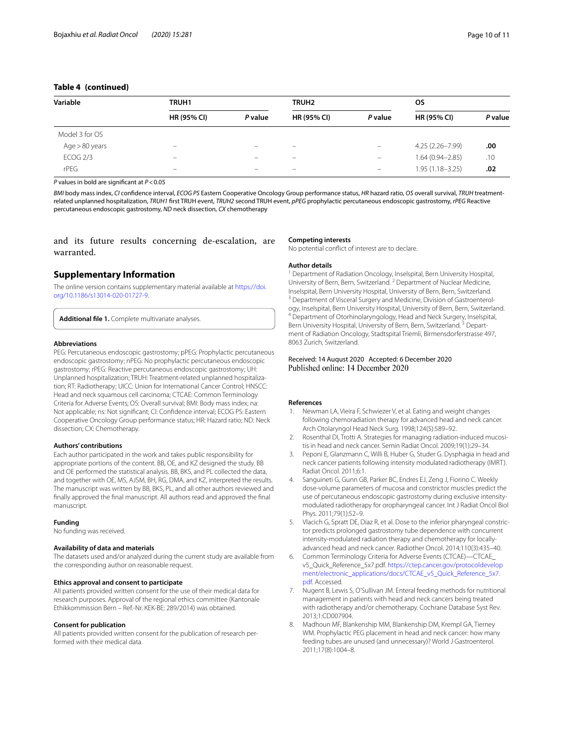**Table 4 (continued)**

| Variable | TRUH1 | | TRUH2 | | OS | |
|---|---|---|---|---|---|---|
| | HR (95% CI) | *P* value | HR (95% CI) | *P* value | HR (95% CI) | *P* value |
| Model 3 for OS | | | | | | |
| Age > 80 years | – | – | – | – | 4.25 (2.26–7.99) | **.00** |
| ECOG 2/3 | – | – | – | – | 1.64 (0.94–2.85) | .10 |
| rPEG | – | – | – | – | 1.95 (1.18–3.25) | **.02** |

*P* values in bold are significant at *P* < 0.05

*BMI* body mass index, *CI* confidence interval, *ECOG PS* Eastern Cooperative Oncology Group performance status, *HR* hazard ratio, *OS* overall survival, *TRUH* treatment-related unplanned hospitalization, *TRUH1* first TRUH event, *TRUH2* second TRUH event, *pPEG* prophylactic percutaneous endoscopic gastrostomy, *rPEG* Reactive percutaneous endoscopic gastrostomy, *ND* neck dissection, *CX* chemotherapy

and its future results concerning de-escalation, are warranted.

## Supplementary Information

The online version contains supplementary material available at https://doi.org/10.1186/s13014-020-01727-9.

**Additional file 1.** Complete multivariate analyses.

#### Abbreviations

PEG: Percutaneous endoscopic gastrostomy; pPEG: Prophylactic percutaneous endoscopic gastrostomy; nPEG: No prophylactic percutaneous endoscopic gastrostomy; rPEG: Reactive percutaneous endoscopic gastrostomy; UH: Unplanned hospitalization; TRUH: Treatment-related unplanned hospitalization; RT: Radiotherapy; UICC: Union for International Cancer Control; HNSCC: Head and neck squamous cell carcinoma; CTCAE: Common Terminology Criteria for Adverse Events; OS: Overall survival; BMI: Body mass index; na: Not applicable; ns: Not significant; CI: Confidence interval; ECOG PS: Eastern Cooperative Oncology Group performance status; HR: Hazard ratio; ND: Neck dissection; CX: Chemotherapy.

#### Authors' contributions

Each author participated in the work and takes public responsibility for appropriate portions of the content. BB, OE, and KZ designed the study. BB and OE performed the statistical analysis. BB, BKS, and PL collected the data, and together with OE, MS, AJSM, BH, RG, DMA, and KZ, interpreted the results. The manuscript was written by BB, BKS, PL, and all other authors reviewed and finally approved the final manuscript. All authors read and approved the final manuscript.

#### Funding

No funding was received.

#### Availability of data and materials

The datasets used and/or analyzed during the current study are available from the corresponding author on reasonable request.

#### Ethics approval and consent to participate

All patients provided written consent for the use of their medical data for research purposes. Approval of the regional ethics committee (Kantonale Ethikkommission Bern – Ref.-Nr. KEK-BE: 289/2014) was obtained.

#### Consent for publication

All patients provided written consent for the publication of research performed with their medical data.

#### Competing interests

No potential conflict of interest are to declare.

#### Author details

[1] Department of Radiation Oncology, Inselspital, Bern University Hospital, University of Bern, Bern, Switzerland. [2] Department of Nuclear Medicine, Inselspital, Bern University Hospital, University of Bern, Bern, Switzerland. [3] Department of Visceral Surgery and Medicine, Division of Gastroenterology, Inselspital, Bern University Hospital, University of Bern, Bern, Switzerland. [4] Department of Otorhinolaryngology, Head and Neck Surgery, Inselspital, Bern University Hospital, University of Bern, Bern, Switzerland. [5] Department of Radiation Oncology, Stadtspital Triemli, Birmensdorferstrasse 497, 8063 Zurich, Switzerland.

Received: 14 August 2020 Accepted: 6 December 2020
Published online: 14 December 2020

#### References

1. Newman LA, Vieira F, Schwiezer V, et al. Eating and weight changes following chemoradiation therapy for advanced head and neck cancer. Arch Otolaryngol Head Neck Surg. 1998;124(5):589–92.
2. Rosenthal DI, Trotti A. Strategies for managing radiation-induced mucositis in head and neck cancer. Semin Radiat Oncol. 2009;19(1):29–34.
3. Peponi E, Glanzmann C, Willi B, Huber G, Studer G. Dysphagia in head and neck cancer patients following intensity modulated radiotherapy (IMRT). Radiat Oncol. 2011;6:1.
4. Sanguineti G, Gunn GB, Parker BC, Endres EJ, Zeng J, Fiorino C. Weekly dose-volume parameters of mucosa and constrictor muscles predict the use of percutaneous endoscopic gastrostomy during exclusive intensity-modulated radiotherapy for oropharyngeal cancer. Int J Radiat Oncol Biol Phys. 2011;79(1):52–9.
5. Vlacich G, Spratt DE, Diaz R, et al. Dose to the inferior pharyngeal constrictor predicts prolonged gastrostomy tube dependence with concurrent intensity-modulated radiation therapy and chemotherapy for locally-advanced head and neck cancer. Radiother Oncol. 2014;110(3):435–40.
6. Common Terminology Criteria for Adverse Events (CTCAE)—CTCAE_v5_Quick_Reference_5x7.pdf. https://ctep.cancer.gov/protocoldevelopment/electronic_applications/docs/CTCAE_v5_Quick_Reference_5x7.pdf. Accessed.
7. Nugent B, Lewis S, O'Sullivan JM. Enteral feeding methods for nutritional management in patients with head and neck cancers being treated with radiotherapy and/or chemotherapy. Cochrane Database Syst Rev. 2013;1:CD007904.
8. Madhoun MF, Blankenship MM, Blankenship DM, Krempl GA, Tierney WM. Prophylactic PEG placement in head and neck cancer: how many feeding tubes are unused (and unnecessary)? World J Gastroenterol. 2011;17(8):1004–8.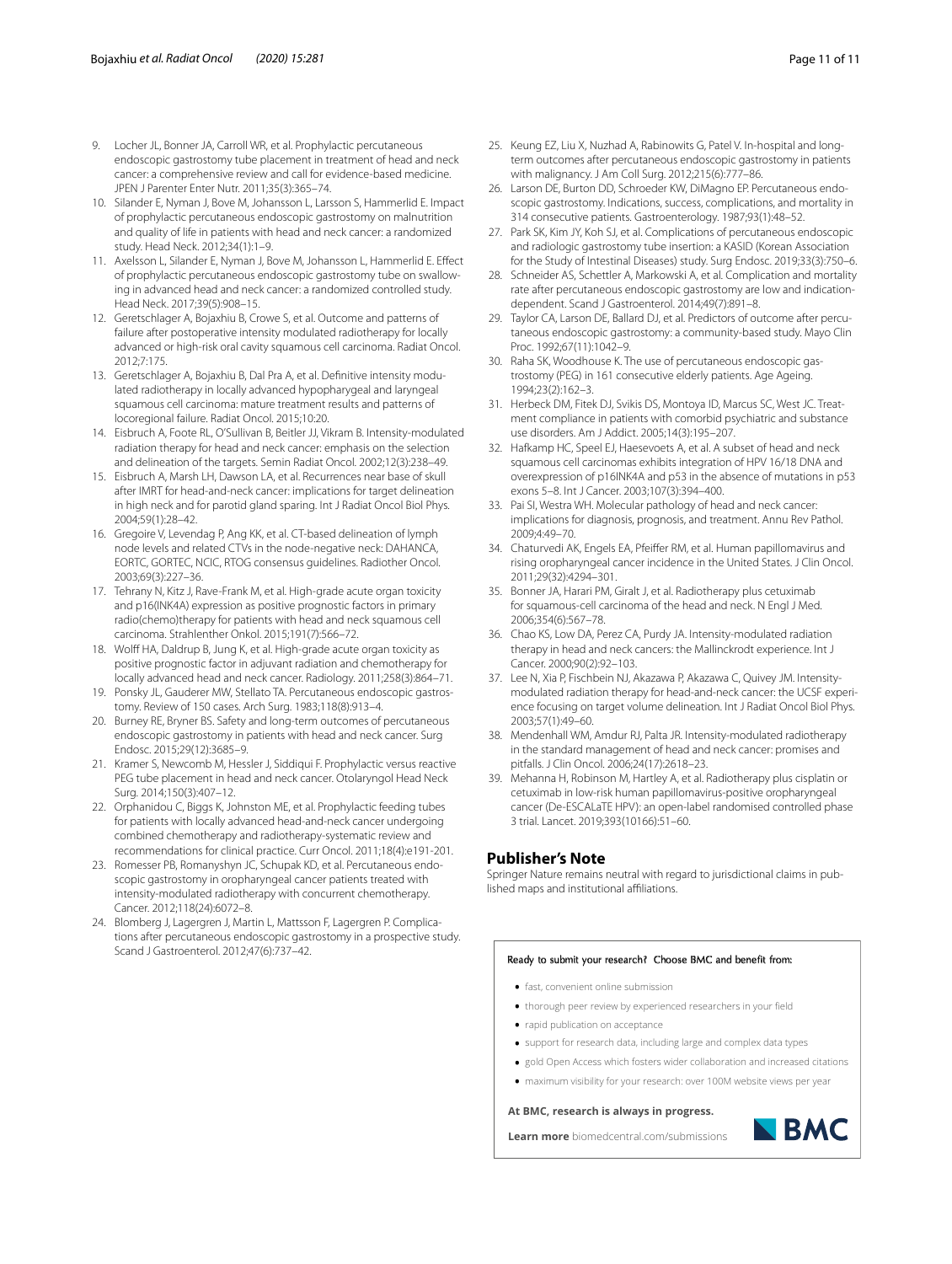9. Locher JL, Bonner JA, Carroll WR, et al. Prophylactic percutaneous endoscopic gastrostomy tube placement in treatment of head and neck cancer: a comprehensive review and call for evidence-based medicine. JPEN J Parenter Enter Nutr. 2011;35(3):365–74.
10. Silander E, Nyman J, Bove M, Johansson L, Larsson S, Hammerlid E. Impact of prophylactic percutaneous endoscopic gastrostomy on malnutrition and quality of life in patients with head and neck cancer: a randomized study. Head Neck. 2012;34(1):1–9.
11. Axelsson L, Silander E, Nyman J, Bove M, Johansson L, Hammerlid E. Effect of prophylactic percutaneous endoscopic gastrostomy tube on swallowing in advanced head and neck cancer: a randomized controlled study. Head Neck. 2017;39(5):908–15.
12. Geretschlager A, Bojaxhiu B, Crowe S, et al. Outcome and patterns of failure after postoperative intensity modulated radiotherapy for locally advanced or high-risk oral cavity squamous cell carcinoma. Radiat Oncol. 2012;7:175.
13. Geretschlager A, Bojaxhiu B, Dal Pra A, et al. Definitive intensity modulated radiotherapy in locally advanced hypopharygeal and laryngeal squamous cell carcinoma: mature treatment results and patterns of locoregional failure. Radiat Oncol. 2015;10:20.
14. Eisbruch A, Foote RL, O'Sullivan B, Beitler JJ, Vikram B. Intensity-modulated radiation therapy for head and neck cancer: emphasis on the selection and delineation of the targets. Semin Radiat Oncol. 2002;12(3):238–49.
15. Eisbruch A, Marsh LH, Dawson LA, et al. Recurrences near base of skull after IMRT for head-and-neck cancer: implications for target delineation in high neck and for parotid gland sparing. Int J Radiat Oncol Biol Phys. 2004;59(1):28–42.
16. Gregoire V, Levendag P, Ang KK, et al. CT-based delineation of lymph node levels and related CTVs in the node-negative neck: DAHANCA, EORTC, GORTEC, NCIC, RTOG consensus guidelines. Radiother Oncol. 2003;69(3):227–36.
17. Tehrany N, Kitz J, Rave-Frank M, et al. High-grade acute organ toxicity and p16(INK4A) expression as positive prognostic factors in primary radio(chemo)therapy for patients with head and neck squamous cell carcinoma. Strahlenther Onkol. 2015;191(7):566–72.
18. Wolff HA, Daldrup B, Jung K, et al. High-grade acute organ toxicity as positive prognostic factor in adjuvant radiation and chemotherapy for locally advanced head and neck cancer. Radiology. 2011;258(3):864–71.
19. Ponsky JL, Gauderer MW, Stellato TA. Percutaneous endoscopic gastrostomy. Review of 150 cases. Arch Surg. 1983;118(8):913–4.
20. Burney RE, Bryner BS. Safety and long-term outcomes of percutaneous endoscopic gastrostomy in patients with head and neck cancer. Surg Endosc. 2015;29(12):3685–9.
21. Kramer S, Newcomb M, Hessler J, Siddiqui F. Prophylactic versus reactive PEG tube placement in head and neck cancer. Otolaryngol Head Neck Surg. 2014;150(3):407–12.
22. Orphanidou C, Biggs K, Johnston ME, et al. Prophylactic feeding tubes for patients with locally advanced head-and-neck cancer undergoing combined chemotherapy and radiotherapy-systematic review and recommendations for clinical practice. Curr Oncol. 2011;18(4):e191-201.
23. Romesser PB, Romanyshyn JC, Schupak KD, et al. Percutaneous endoscopic gastrostomy in oropharyngeal cancer patients treated with intensity-modulated radiotherapy with concurrent chemotherapy. Cancer. 2012;118(24):6072–8.
24. Blomberg J, Lagergren J, Martin L, Mattsson F, Lagergren P. Complications after percutaneous endoscopic gastrostomy in a prospective study. Scand J Gastroenterol. 2012;47(6):737–42.
25. Keung EZ, Liu X, Nuzhad A, Rabinowits G, Patel V. In-hospital and long-term outcomes after percutaneous endoscopic gastrostomy in patients with malignancy. J Am Coll Surg. 2012;215(6):777–86.
26. Larson DE, Burton DD, Schroeder KW, DiMagno EP. Percutaneous endoscopic gastrostomy. Indications, success, complications, and mortality in 314 consecutive patients. Gastroenterology. 1987;93(1):48–52.
27. Park SK, Kim JY, Koh SJ, et al. Complications of percutaneous endoscopic and radiologic gastrostomy tube insertion: a KASID (Korean Association for the Study of Intestinal Diseases) study. Surg Endosc. 2019;33(3):750–6.
28. Schneider AS, Schettler A, Markowski A, et al. Complication and mortality rate after percutaneous endoscopic gastrostomy are low and indication-dependent. Scand J Gastroenterol. 2014;49(7):891–8.
29. Taylor CA, Larson DE, Ballard DJ, et al. Predictors of outcome after percutaneous endoscopic gastrostomy: a community-based study. Mayo Clin Proc. 1992;67(11):1042–9.
30. Raha SK, Woodhouse K. The use of percutaneous endoscopic gastrostomy (PEG) in 161 consecutive elderly patients. Age Ageing. 1994;23(2):162–3.
31. Herbeck DM, Fitek DJ, Svikis DS, Montoya ID, Marcus SC, West JC. Treatment compliance in patients with comorbid psychiatric and substance use disorders. Am J Addict. 2005;14(3):195–207.
32. Hafkamp HC, Speel EJ, Haesevoets A, et al. A subset of head and neck squamous cell carcinomas exhibits integration of HPV 16/18 DNA and overexpression of p16INK4A and p53 in the absence of mutations in p53 exons 5–8. Int J Cancer. 2003;107(3):394–400.
33. Pai SI, Westra WH. Molecular pathology of head and neck cancer: implications for diagnosis, prognosis, and treatment. Annu Rev Pathol. 2009;4:49–70.
34. Chaturvedi AK, Engels EA, Pfeiffer RM, et al. Human papillomavirus and rising oropharyngeal cancer incidence in the United States. J Clin Oncol. 2011;29(32):4294–301.
35. Bonner JA, Harari PM, Giralt J, et al. Radiotherapy plus cetuximab for squamous-cell carcinoma of the head and neck. N Engl J Med. 2006;354(6):567–78.
36. Chao KS, Low DA, Perez CA, Purdy JA. Intensity-modulated radiation therapy in head and neck cancers: the Mallinckrodt experience. Int J Cancer. 2000;90(2):92–103.
37. Lee N, Xia P, Fischbein NJ, Akazawa P, Akazawa C, Quivey JM. Intensity-modulated radiation therapy for head-and-neck cancer: the UCSF experience focusing on target volume delineation. Int J Radiat Oncol Biol Phys. 2003;57(1):49–60.
38. Mendenhall WM, Amdur RJ, Palta JR. Intensity-modulated radiotherapy in the standard management of head and neck cancer: promises and pitfalls. J Clin Oncol. 2006;24(17):2618–23.
39. Mehanna H, Robinson M, Hartley A, et al. Radiotherapy plus cisplatin or cetuximab in low-risk human papillomavirus-positive oropharyngeal cancer (De-ESCALaTE HPV): an open-label randomised controlled phase 3 trial. Lancet. 2019;393(10166):51–60.

## Publisher's Note

Springer Nature remains neutral with regard to jurisdictional claims in published maps and institutional affiliations.